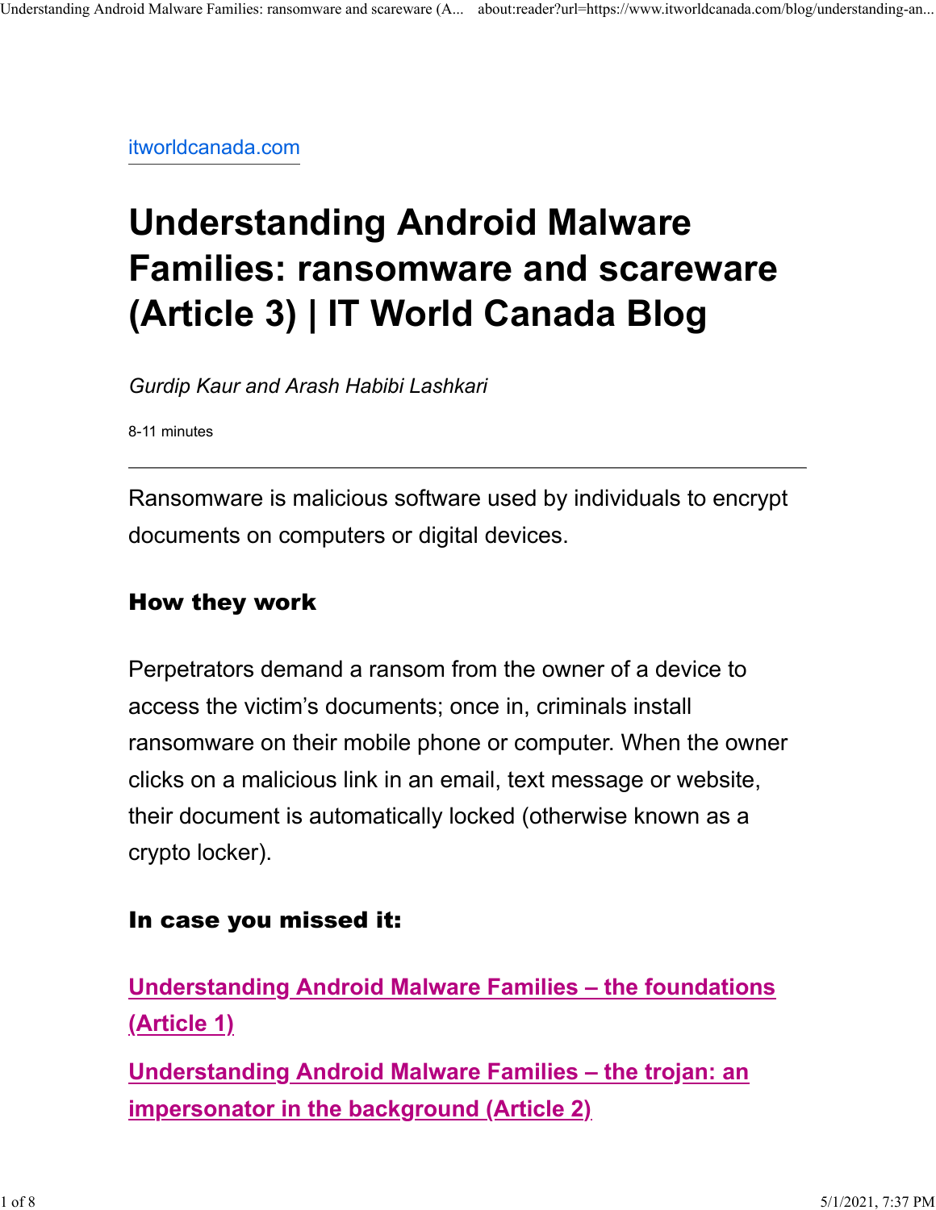itworldcanada.com

# Understanding Android Malware Families: ransomware and scareware (Article 3) | IT World Canada Blog

*Gurdip Kaur and Arash Habibi Lashkari*

8-11 minutes

---

Ransomware is malicious software used by individuals to encrypt documents on computers or digital devices.

### How they work

Perpetrators demand a ransom from the owner of a device to access the victim's documents; once in, criminals install ransomware on their mobile phone or computer. When the owner clicks on a malicious link in an email, text message or website, their document is automatically locked (otherwise known as a crypto locker).

### In case you missed it:

**Understanding Android Malware Families – the foundations (Article 1)**

**Understanding Android Malware Families – the trojan: an impersonator in the background (Article 2)**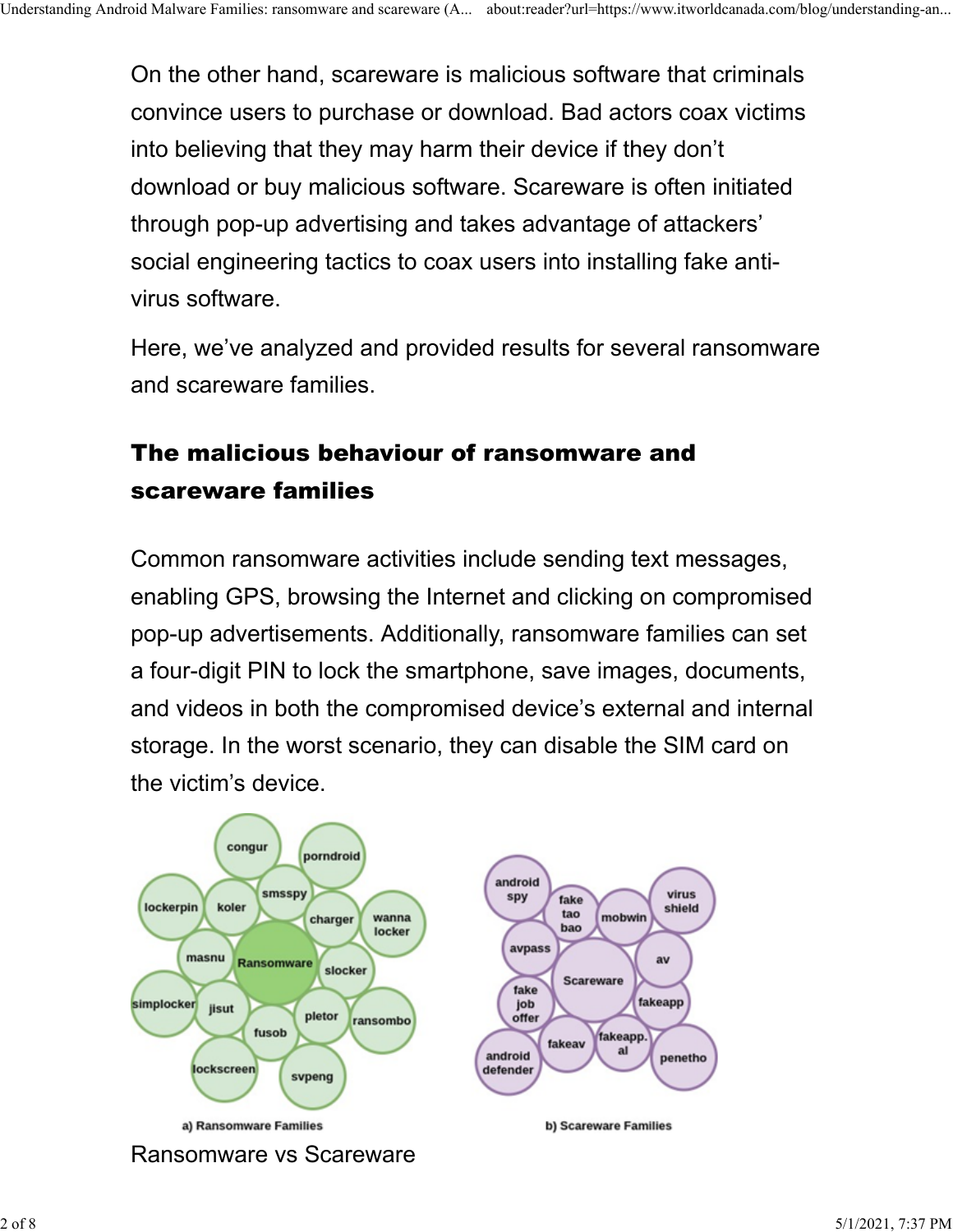On the other hand, scareware is malicious software that criminals convince users to purchase or download. Bad actors coax victims into believing that they may harm their device if they don't download or buy malicious software. Scareware is often initiated through pop-up advertising and takes advantage of attackers' social engineering tactics to coax users into installing fake anti-virus software.

Here, we've analyzed and provided results for several ransomware and scareware families.

## The malicious behaviour of ransomware and scareware families

Common ransomware activities include sending text messages, enabling GPS, browsing the Internet and clicking on compromised pop-up advertisements. Additionally, ransomware families can set a four-digit PIN to lock the smartphone, save images, documents, and videos in both the compromised device's external and internal storage. In the worst scenario, they can disable the SIM card on the victim's device.

a) Ransomware Families

b) Scareware Families

Ransomware vs Scareware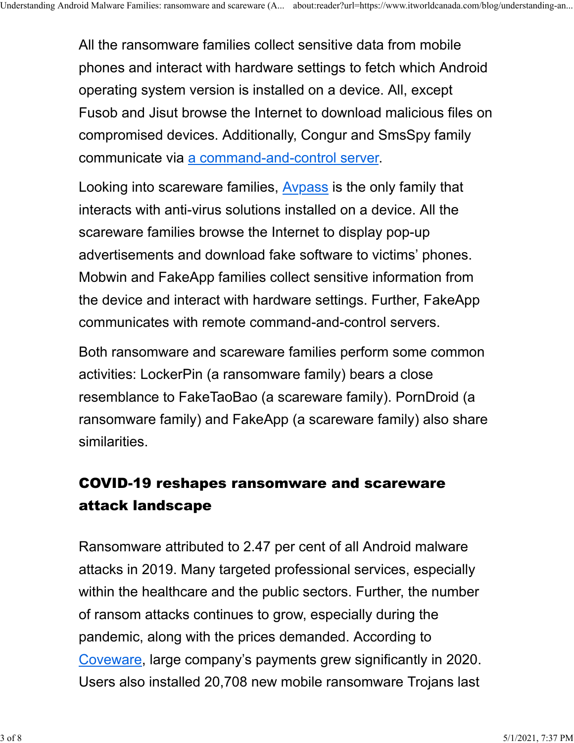All the ransomware families collect sensitive data from mobile phones and interact with hardware settings to fetch which Android operating system version is installed on a device. All, except Fusob and Jisut browse the Internet to download malicious files on compromised devices. Additionally, Congur and SmsSpy family communicate via [a command-and-control server](#).

Looking into scareware families, [Avpass](#) is the only family that interacts with anti-virus solutions installed on a device. All the scareware families browse the Internet to display pop-up advertisements and download fake software to victims' phones. Mobwin and FakeApp families collect sensitive information from the device and interact with hardware settings. Further, FakeApp communicates with remote command-and-control servers.

Both ransomware and scareware families perform some common activities: LockerPin (a ransomware family) bears a close resemblance to FakeTaoBao (a scareware family). PornDroid (a ransomware family) and FakeApp (a scareware family) also share similarities.

## COVID-19 reshapes ransomware and scareware attack landscape

Ransomware attributed to 2.47 per cent of all Android malware attacks in 2019. Many targeted professional services, especially within the healthcare and the public sectors. Further, the number of ransom attacks continues to grow, especially during the pandemic, along with the prices demanded. According to [Coveware](#), large company's payments grew significantly in 2020. Users also installed 20,708 new mobile ransomware Trojans last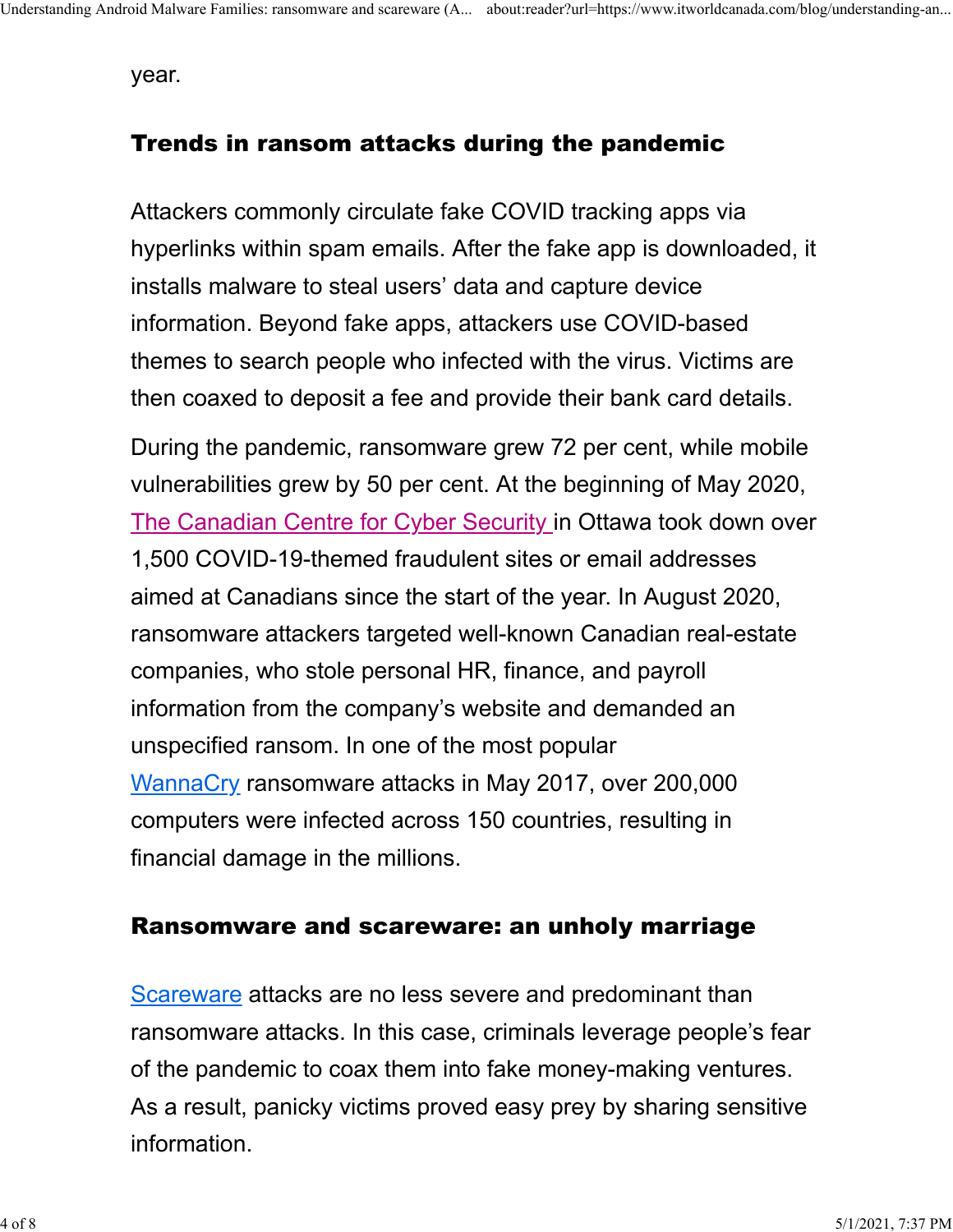year.

## Trends in ransom attacks during the pandemic

Attackers commonly circulate fake COVID tracking apps via hyperlinks within spam emails. After the fake app is downloaded, it installs malware to steal users' data and capture device information. Beyond fake apps, attackers use COVID-based themes to search people who infected with the virus. Victims are then coaxed to deposit a fee and provide their bank card details.

During the pandemic, ransomware grew 72 per cent, while mobile vulnerabilities grew by 50 per cent. At the beginning of May 2020, The Canadian Centre for Cyber Security in Ottawa took down over 1,500 COVID-19-themed fraudulent sites or email addresses aimed at Canadians since the start of the year. In August 2020, ransomware attackers targeted well-known Canadian real-estate companies, who stole personal HR, finance, and payroll information from the company's website and demanded an unspecified ransom. In one of the most popular WannaCry ransomware attacks in May 2017, over 200,000 computers were infected across 150 countries, resulting in financial damage in the millions.

## Ransomware and scareware: an unholy marriage

Scareware attacks are no less severe and predominant than ransomware attacks. In this case, criminals leverage people's fear of the pandemic to coax them into fake money-making ventures. As a result, panicky victims proved easy prey by sharing sensitive information.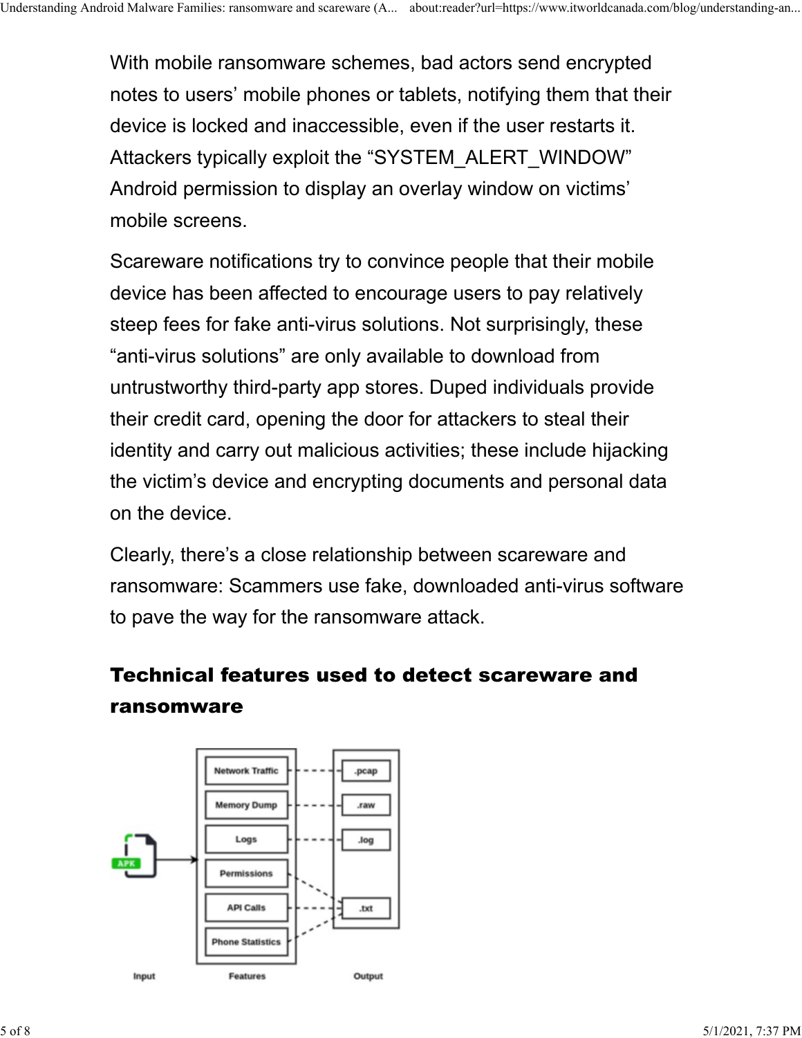With mobile ransomware schemes, bad actors send encrypted notes to users' mobile phones or tablets, notifying them that their device is locked and inaccessible, even if the user restarts it. Attackers typically exploit the "SYSTEM_ALERT_WINDOW" Android permission to display an overlay window on victims' mobile screens.

Scareware notifications try to convince people that their mobile device has been affected to encourage users to pay relatively steep fees for fake anti-virus solutions. Not surprisingly, these "anti-virus solutions" are only available to download from untrustworthy third-party app stores. Duped individuals provide their credit card, opening the door for attackers to steal their identity and carry out malicious activities; these include hijacking the victim's device and encrypting documents and personal data on the device.

Clearly, there's a close relationship between scareware and ransomware: Scammers use fake, downloaded anti-virus software to pave the way for the ransomware attack.

## Technical features used to detect scareware and ransomware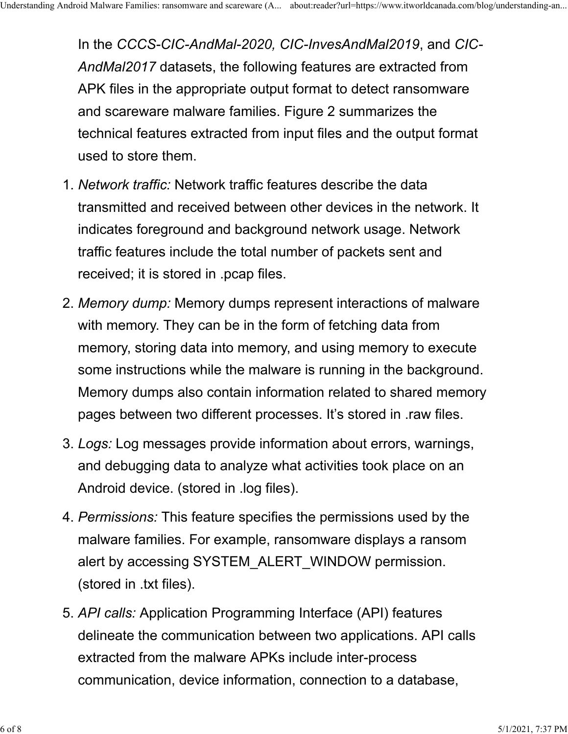In the *CCCS-CIC-AndMal-2020, CIC-InvesAndMal2019*, and *CIC-AndMal2017* datasets, the following features are extracted from APK files in the appropriate output format to detect ransomware and scareware malware families. Figure 2 summarizes the technical features extracted from input files and the output format used to store them.

1. *Network traffic:* Network traffic features describe the data transmitted and received between other devices in the network. It indicates foreground and background network usage. Network traffic features include the total number of packets sent and received; it is stored in .pcap files.
2. *Memory dump:* Memory dumps represent interactions of malware with memory. They can be in the form of fetching data from memory, storing data into memory, and using memory to execute some instructions while the malware is running in the background. Memory dumps also contain information related to shared memory pages between two different processes. It's stored in .raw files.
3. *Logs:* Log messages provide information about errors, warnings, and debugging data to analyze what activities took place on an Android device. (stored in .log files).
4. *Permissions:* This feature specifies the permissions used by the malware families. For example, ransomware displays a ransom alert by accessing SYSTEM_ALERT_WINDOW permission. (stored in .txt files).
5. *API calls:* Application Programming Interface (API) features delineate the communication between two applications. API calls extracted from the malware APKs include inter-process communication, device information, connection to a database,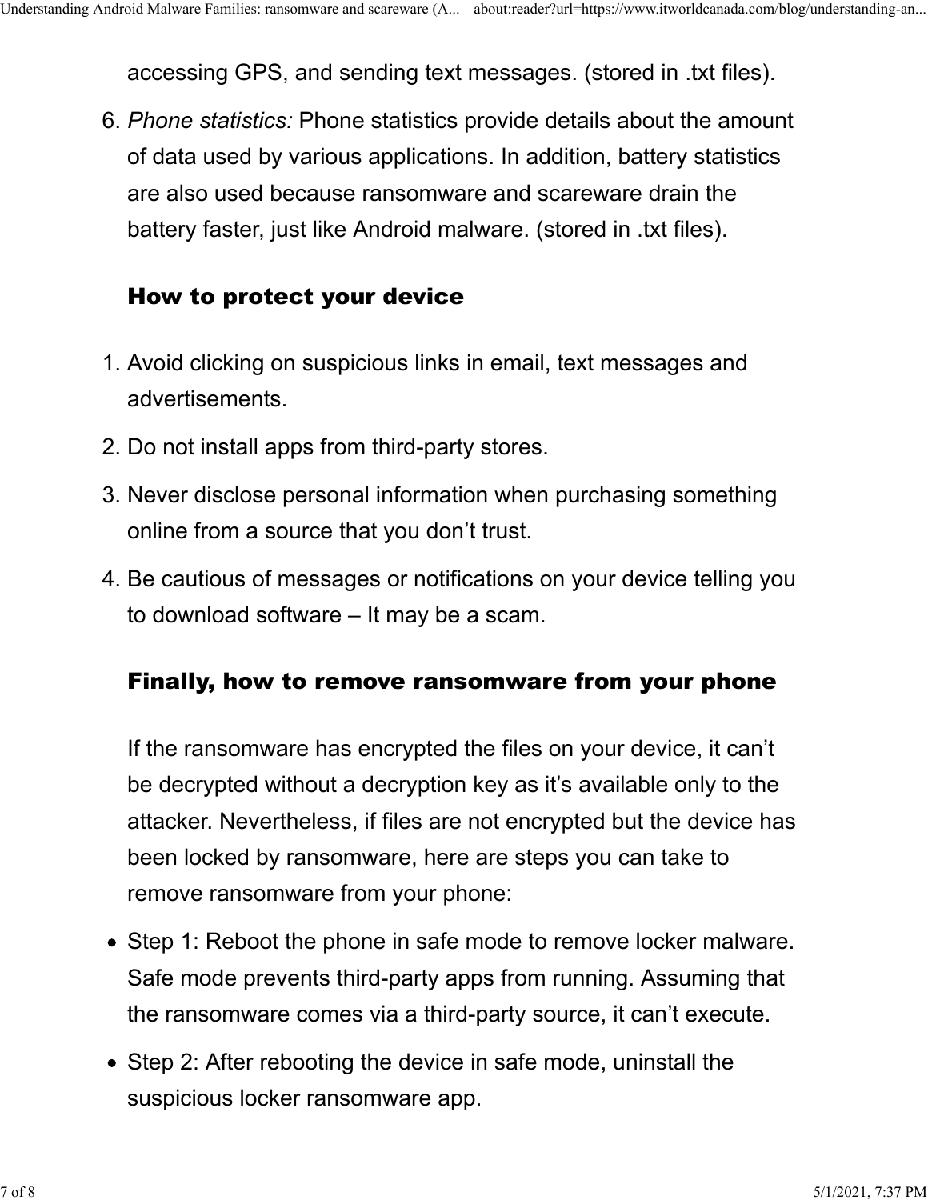accessing GPS, and sending text messages. (stored in .txt files).

6. *Phone statistics:* Phone statistics provide details about the amount of data used by various applications. In addition, battery statistics are also used because ransomware and scareware drain the battery faster, just like Android malware. (stored in .txt files).

## How to protect your device

1. Avoid clicking on suspicious links in email, text messages and advertisements.
2. Do not install apps from third-party stores.
3. Never disclose personal information when purchasing something online from a source that you don't trust.
4. Be cautious of messages or notifications on your device telling you to download software – It may be a scam.

## Finally, how to remove ransomware from your phone

If the ransomware has encrypted the files on your device, it can't be decrypted without a decryption key as it's available only to the attacker. Nevertheless, if files are not encrypted but the device has been locked by ransomware, here are steps you can take to remove ransomware from your phone:

- Step 1: Reboot the phone in safe mode to remove locker malware. Safe mode prevents third-party apps from running. Assuming that the ransomware comes via a third-party source, it can't execute.
- Step 2: After rebooting the device in safe mode, uninstall the suspicious locker ransomware app.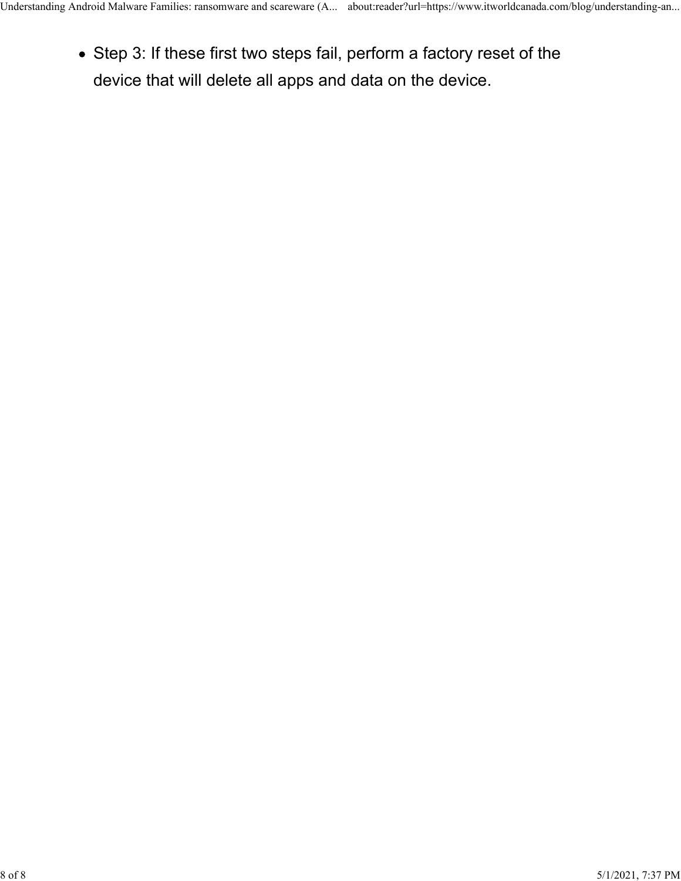- Step 3: If these first two steps fail, perform a factory reset of the device that will delete all apps and data on the device.